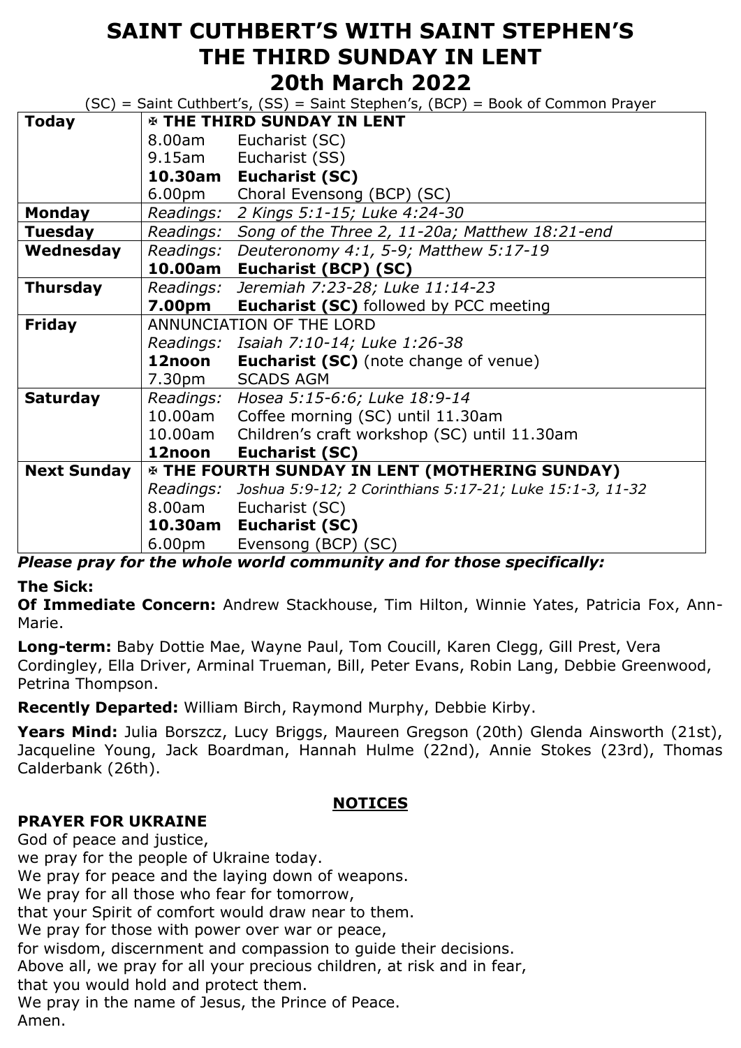# SAINT CUTHBERT'S WITH SAINT STEPHEN'S
# THE THIRD SUNDAY IN LENT
# 20th March 2022

(SC) = Saint Cuthbert's, (SS) = Saint Stephen's, (BCP) = Book of Common Prayer

| | | |
|---|---|---|
| **Today** | **✠ THE THIRD SUNDAY IN LENT** | |
| | 8.00am | Eucharist (SC) |
| | 9.15am | Eucharist (SS) |
| | **10.30am** | **Eucharist (SC)** |
| | 6.00pm | Choral Evensong (BCP) (SC) |
| **Monday** | *Readings:* | *2 Kings 5:1-15; Luke 4:24-30* |
| **Tuesday** | *Readings:* | *Song of the Three 2, 11-20a; Matthew 18:21-end* |
| **Wednesday** | *Readings:* | *Deuteronomy 4:1, 5-9; Matthew 5:17-19* |
| | **10.00am** | **Eucharist (BCP) (SC)** |
| **Thursday** | *Readings:* | *Jeremiah 7:23-28; Luke 11:14-23* |
| | **7.00pm** | **Eucharist (SC)** followed by PCC meeting |
| **Friday** | ANNUNCIATION OF THE LORD | |
| | *Readings:* | *Isaiah 7:10-14; Luke 1:26-38* |
| | **12noon** | **Eucharist (SC)** (note change of venue) |
| | 7.30pm | SCADS AGM |
| **Saturday** | *Readings:* | *Hosea 5:15-6:6; Luke 18:9-14* |
| | 10.00am | Coffee morning (SC) until 11.30am |
| | 10.00am | Children's craft workshop (SC) until 11.30am |
| | **12noon** | **Eucharist (SC)** |
| **Next Sunday** | **✠ THE FOURTH SUNDAY IN LENT (MOTHERING SUNDAY)** | |
| | *Readings:* | *Joshua 5:9-12; 2 Corinthians 5:17-21; Luke 15:1-3, 11-32* |
| | 8.00am | Eucharist (SC) |
| | **10.30am** | **Eucharist (SC)** |
| | 6.00pm | Evensong (BCP) (SC) |

***Please pray for the whole world community and for those specifically:***

**The Sick:**

**Of Immediate Concern:** Andrew Stackhouse, Tim Hilton, Winnie Yates, Patricia Fox, Ann-Marie.

**Long-term:** Baby Dottie Mae, Wayne Paul, Tom Coucill, Karen Clegg, Gill Prest, Vera Cordingley, Ella Driver, Arminal Trueman, Bill, Peter Evans, Robin Lang, Debbie Greenwood, Petrina Thompson.

**Recently Departed:** William Birch, Raymond Murphy, Debbie Kirby.

**Years Mind:** Julia Borszcz, Lucy Briggs, Maureen Gregson (20th) Glenda Ainsworth (21st), Jacqueline Young, Jack Boardman, Hannah Hulme (22nd), Annie Stokes (23rd), Thomas Calderbank (26th).

## NOTICES

### PRAYER FOR UKRAINE

God of peace and justice,
we pray for the people of Ukraine today.
We pray for peace and the laying down of weapons.
We pray for all those who fear for tomorrow,
that your Spirit of comfort would draw near to them.
We pray for those with power over war or peace,
for wisdom, discernment and compassion to guide their decisions.
Above all, we pray for all your precious children, at risk and in fear,
that you would hold and protect them.
We pray in the name of Jesus, the Prince of Peace.
Amen.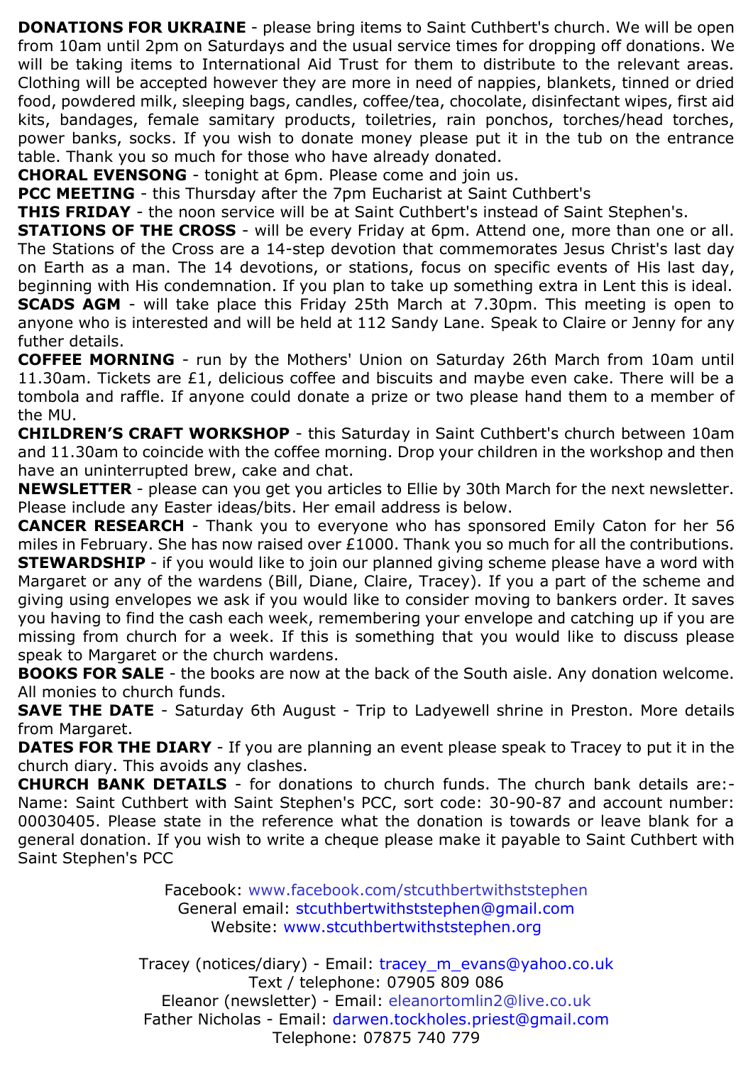**DONATIONS FOR UKRAINE** - please bring items to Saint Cuthbert's church. We will be open from 10am until 2pm on Saturdays and the usual service times for dropping off donations. We will be taking items to International Aid Trust for them to distribute to the relevant areas. Clothing will be accepted however they are more in need of nappies, blankets, tinned or dried food, powdered milk, sleeping bags, candles, coffee/tea, chocolate, disinfectant wipes, first aid kits, bandages, female samitary products, toiletries, rain ponchos, torches/head torches, power banks, socks. If you wish to donate money please put it in the tub on the entrance table. Thank you so much for those who have already donated.

**CHORAL EVENSONG** - tonight at 6pm. Please come and join us.

**PCC MEETING** - this Thursday after the 7pm Eucharist at Saint Cuthbert's

**THIS FRIDAY** - the noon service will be at Saint Cuthbert's instead of Saint Stephen's.

**STATIONS OF THE CROSS** - will be every Friday at 6pm. Attend one, more than one or all. The Stations of the Cross are a 14-step devotion that commemorates Jesus Christ's last day on Earth as a man. The 14 devotions, or stations, focus on specific events of His last day, beginning with His condemnation. If you plan to take up something extra in Lent this is ideal.

**SCADS AGM** - will take place this Friday 25th March at 7.30pm. This meeting is open to anyone who is interested and will be held at 112 Sandy Lane. Speak to Claire or Jenny for any futher details.

**COFFEE MORNING** - run by the Mothers' Union on Saturday 26th March from 10am until 11.30am. Tickets are £1, delicious coffee and biscuits and maybe even cake. There will be a tombola and raffle. If anyone could donate a prize or two please hand them to a member of the MU.

**CHILDREN'S CRAFT WORKSHOP** - this Saturday in Saint Cuthbert's church between 10am and 11.30am to coincide with the coffee morning. Drop your children in the workshop and then have an uninterrupted brew, cake and chat.

**NEWSLETTER** - please can you get you articles to Ellie by 30th March for the next newsletter. Please include any Easter ideas/bits. Her email address is below.

**CANCER RESEARCH** - Thank you to everyone who has sponsored Emily Caton for her 56 miles in February. She has now raised over £1000. Thank you so much for all the contributions.

**STEWARDSHIP** - if you would like to join our planned giving scheme please have a word with Margaret or any of the wardens (Bill, Diane, Claire, Tracey). If you a part of the scheme and giving using envelopes we ask if you would like to consider moving to bankers order. It saves you having to find the cash each week, remembering your envelope and catching up if you are missing from church for a week. If this is something that you would like to discuss please speak to Margaret or the church wardens.

**BOOKS FOR SALE** - the books are now at the back of the South aisle. Any donation welcome. All monies to church funds.

**SAVE THE DATE** - Saturday 6th August - Trip to Ladyewell shrine in Preston. More details from Margaret.

**DATES FOR THE DIARY** - If you are planning an event please speak to Tracey to put it in the church diary. This avoids any clashes.

**CHURCH BANK DETAILS** - for donations to church funds. The church bank details are:- Name: Saint Cuthbert with Saint Stephen's PCC, sort code: 30-90-87 and account number: 00030405. Please state in the reference what the donation is towards or leave blank for a general donation. If you wish to write a cheque please make it payable to Saint Cuthbert with Saint Stephen's PCC

Facebook: www.facebook.com/stcuthbertwithststephen
General email: stcuthbertwithststephen@gmail.com
Website: www.stcuthbertwithststephen.org

Tracey (notices/diary) - Email: tracey_m_evans@yahoo.co.uk
Text / telephone: 07905 809 086
Eleanor (newsletter) - Email: eleanortomlin2@live.co.uk
Father Nicholas - Email: darwen.tockholes.priest@gmail.com
Telephone: 07875 740 779